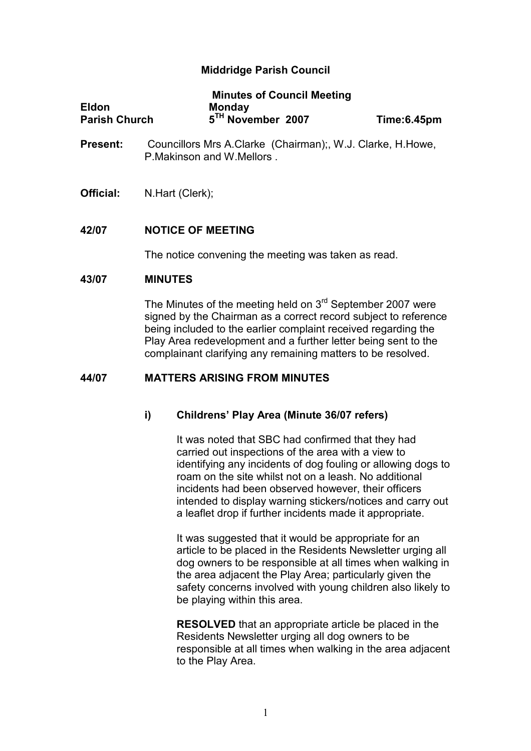# Middridge Parish Council

## Minutes of Council Meeting

**Eldon Parish Church** | **Monday 5[TH] November 2007** | **Time:6.45pm**

**Present:** Councillors Mrs A.Clarke (Chairman);, W.J. Clarke, H.Howe, P.Makinson and W.Mellors .

**Official:** N.Hart (Clerk);

### 42/07 NOTICE OF MEETING

The notice convening the meeting was taken as read.

### 43/07 MINUTES

The Minutes of the meeting held on 3[rd] September 2007 were signed by the Chairman as a correct record subject to reference being included to the earlier complaint received regarding the Play Area redevelopment and a further letter being sent to the complainant clarifying any remaining matters to be resolved.

### 44/07 MATTERS ARISING FROM MINUTES

#### i) Childrens' Play Area (Minute 36/07 refers)

It was noted that SBC had confirmed that they had carried out inspections of the area with a view to identifying any incidents of dog fouling or allowing dogs to roam on the site whilst not on a leash. No additional incidents had been observed however, their officers intended to display warning stickers/notices and carry out a leaflet drop if further incidents made it appropriate.

It was suggested that it would be appropriate for an article to be placed in the Residents Newsletter urging all dog owners to be responsible at all times when walking in the area adjacent the Play Area; particularly given the safety concerns involved with young children also likely to be playing within this area.

**RESOLVED** that an appropriate article be placed in the Residents Newsletter urging all dog owners to be responsible at all times when walking in the area adjacent to the Play Area.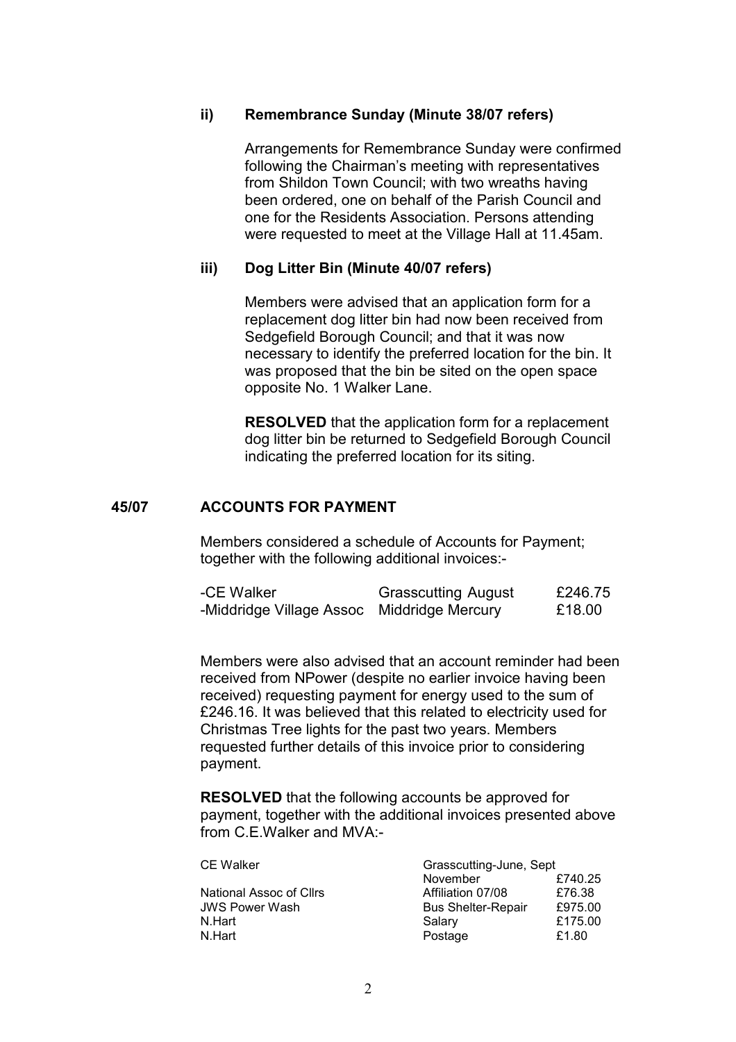**ii) Remembrance Sunday (Minute 38/07 refers)**

Arrangements for Remembrance Sunday were confirmed following the Chairman's meeting with representatives from Shildon Town Council; with two wreaths having been ordered, one on behalf of the Parish Council and one for the Residents Association. Persons attending were requested to meet at the Village Hall at 11.45am.

**iii) Dog Litter Bin (Minute 40/07 refers)**

Members were advised that an application form for a replacement dog litter bin had now been received from Sedgefield Borough Council; and that it was now necessary to identify the preferred location for the bin. It was proposed that the bin be sited on the open space opposite No. 1 Walker Lane.

**RESOLVED** that the application form for a replacement dog litter bin be returned to Sedgefield Borough Council indicating the preferred location for its siting.

## 45/07 ACCOUNTS FOR PAYMENT

Members considered a schedule of Accounts for Payment; together with the following additional invoices:-

| | | |
|---|---|---|
| -CE Walker | Grasscutting August | £246.75 |
| -Middridge Village Assoc | Middridge Mercury | £18.00 |

Members were also advised that an account reminder had been received from NPower (despite no earlier invoice having been received) requesting payment for energy used to the sum of £246.16. It was believed that this related to electricity used for Christmas Tree lights for the past two years. Members requested further details of this invoice prior to considering payment.

**RESOLVED** that the following accounts be approved for payment, together with the additional invoices presented above from C.E.Walker and MVA:-

| | | |
|---|---|---|
| CE Walker | Grasscutting-June, Sept November | £740.25 |
| National Assoc of Cllrs | Affiliation 07/08 | £76.38 |
| JWS Power Wash | Bus Shelter-Repair | £975.00 |
| N.Hart | Salary | £175.00 |
| N.Hart | Postage | £1.80 |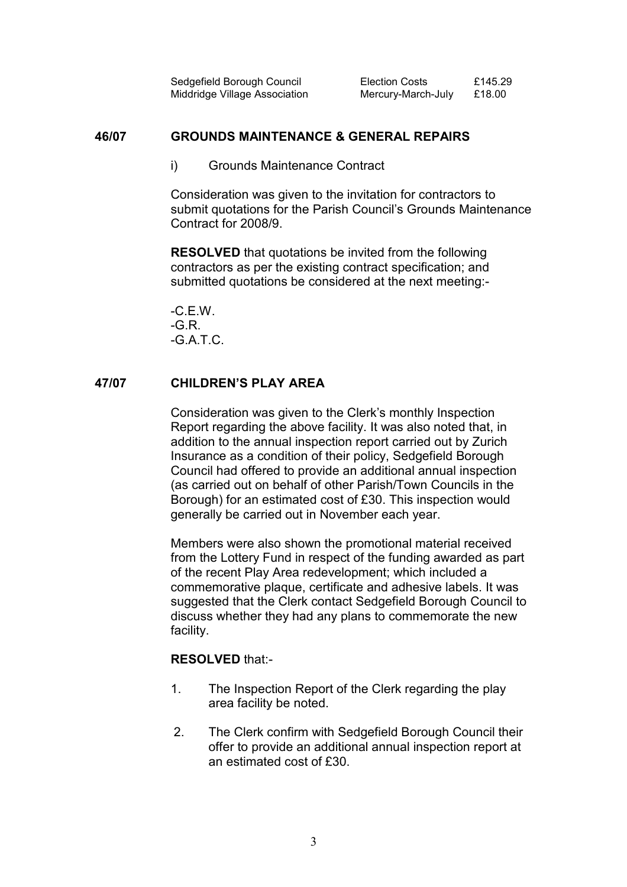| | | |
|---|---|---|
| Sedgefield Borough Council | Election Costs | £145.29 |
| Middridge Village Association | Mercury-March-July | £18.00 |

## 46/07 GROUNDS MAINTENANCE & GENERAL REPAIRS

i) Grounds Maintenance Contract

Consideration was given to the invitation for contractors to submit quotations for the Parish Council's Grounds Maintenance Contract for 2008/9.

**RESOLVED** that quotations be invited from the following contractors as per the existing contract specification; and submitted quotations be considered at the next meeting:-

-C.E.W.
-G.R.
-G.A.T.C.

## 47/07 CHILDREN'S PLAY AREA

Consideration was given to the Clerk's monthly Inspection Report regarding the above facility. It was also noted that, in addition to the annual inspection report carried out by Zurich Insurance as a condition of their policy, Sedgefield Borough Council had offered to provide an additional annual inspection (as carried out on behalf of other Parish/Town Councils in the Borough) for an estimated cost of £30. This inspection would generally be carried out in November each year.

Members were also shown the promotional material received from the Lottery Fund in respect of the funding awarded as part of the recent Play Area redevelopment; which included a commemorative plaque, certificate and adhesive labels. It was suggested that the Clerk contact Sedgefield Borough Council to discuss whether they had any plans to commemorate the new facility.

**RESOLVED** that:-

1. The Inspection Report of the Clerk regarding the play area facility be noted.
2. The Clerk confirm with Sedgefield Borough Council their offer to provide an additional annual inspection report at an estimated cost of £30.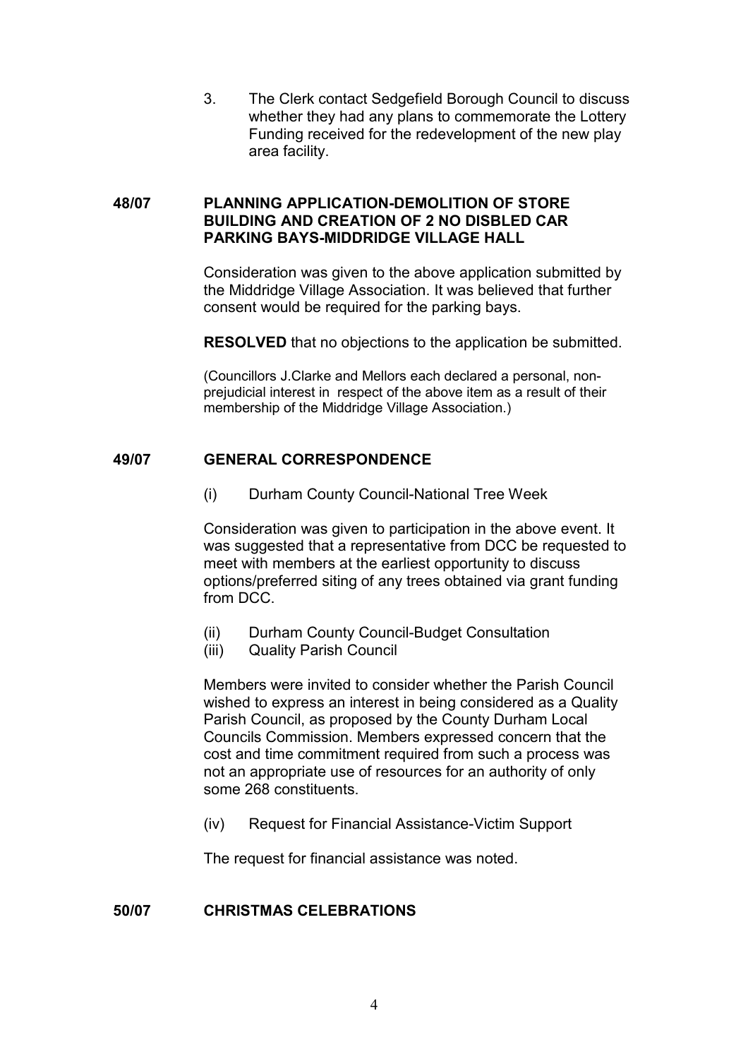3. The Clerk contact Sedgefield Borough Council to discuss whether they had any plans to commemorate the Lottery Funding received for the redevelopment of the new play area facility.

**48/07 PLANNING APPLICATION-DEMOLITION OF STORE BUILDING AND CREATION OF 2 NO DISBLED CAR PARKING BAYS-MIDDRIDGE VILLAGE HALL**

Consideration was given to the above application submitted by the Middridge Village Association. It was believed that further consent would be required for the parking bays.

**RESOLVED** that no objections to the application be submitted.

(Councillors J.Clarke and Mellors each declared a personal, non-prejudicial interest in respect of the above item as a result of their membership of the Middridge Village Association.)

**49/07 GENERAL CORRESPONDENCE**

(i) Durham County Council-National Tree Week

Consideration was given to participation in the above event. It was suggested that a representative from DCC be requested to meet with members at the earliest opportunity to discuss options/preferred siting of any trees obtained via grant funding from DCC.

(ii) Durham County Council-Budget Consultation
(iii) Quality Parish Council

Members were invited to consider whether the Parish Council wished to express an interest in being considered as a Quality Parish Council, as proposed by the County Durham Local Councils Commission. Members expressed concern that the cost and time commitment required from such a process was not an appropriate use of resources for an authority of only some 268 constituents.

(iv) Request for Financial Assistance-Victim Support

The request for financial assistance was noted.

**50/07 CHRISTMAS CELEBRATIONS**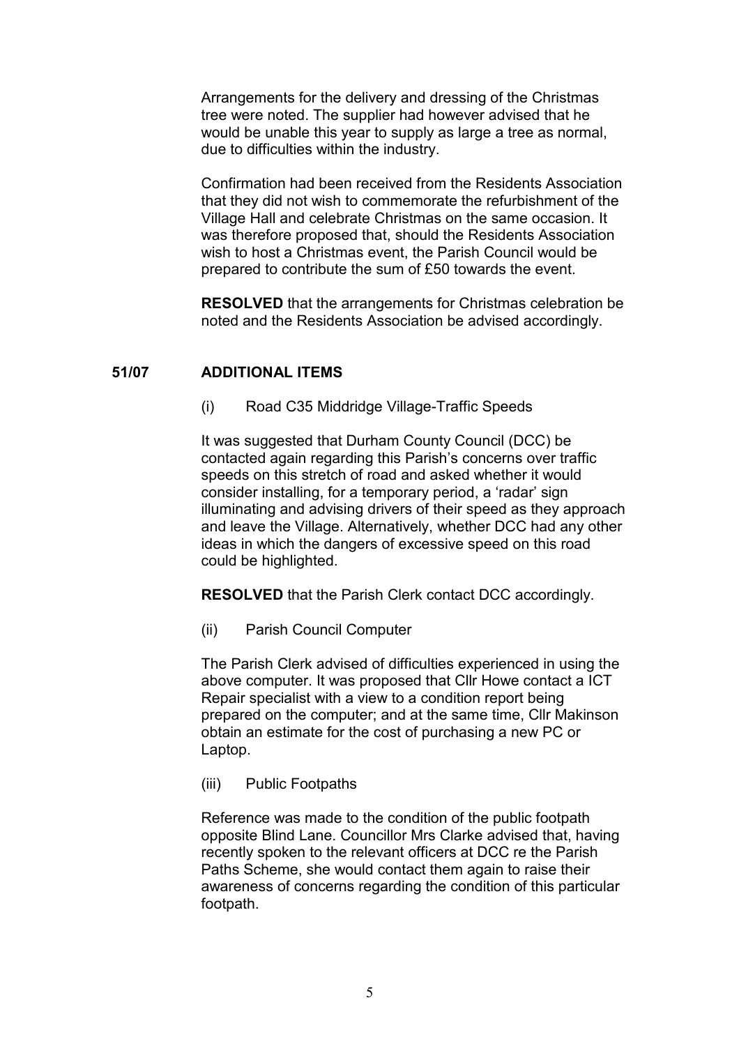Arrangements for the delivery and dressing of the Christmas tree were noted. The supplier had however advised that he would be unable this year to supply as large a tree as normal, due to difficulties within the industry.

Confirmation had been received from the Residents Association that they did not wish to commemorate the refurbishment of the Village Hall and celebrate Christmas on the same occasion. It was therefore proposed that, should the Residents Association wish to host a Christmas event, the Parish Council would be prepared to contribute the sum of £50 towards the event.

**RESOLVED** that the arrangements for Christmas celebration be noted and the Residents Association be advised accordingly.

## 51/07 ADDITIONAL ITEMS

(i) Road C35 Middridge Village-Traffic Speeds

It was suggested that Durham County Council (DCC) be contacted again regarding this Parish's concerns over traffic speeds on this stretch of road and asked whether it would consider installing, for a temporary period, a 'radar' sign illuminating and advising drivers of their speed as they approach and leave the Village. Alternatively, whether DCC had any other ideas in which the dangers of excessive speed on this road could be highlighted.

**RESOLVED** that the Parish Clerk contact DCC accordingly.

(ii) Parish Council Computer

The Parish Clerk advised of difficulties experienced in using the above computer. It was proposed that Cllr Howe contact a ICT Repair specialist with a view to a condition report being prepared on the computer; and at the same time, Cllr Makinson obtain an estimate for the cost of purchasing a new PC or Laptop.

(iii) Public Footpaths

Reference was made to the condition of the public footpath opposite Blind Lane. Councillor Mrs Clarke advised that, having recently spoken to the relevant officers at DCC re the Parish Paths Scheme, she would contact them again to raise their awareness of concerns regarding the condition of this particular footpath.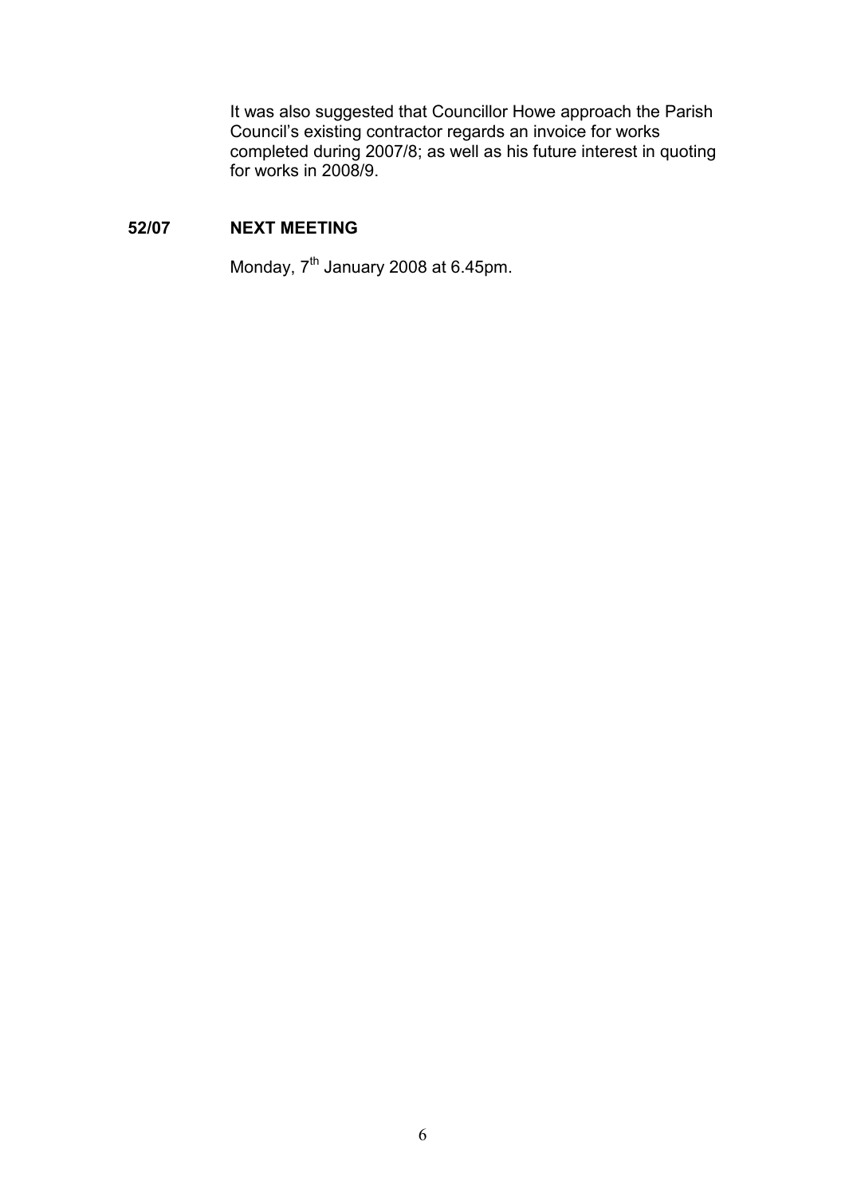It was also suggested that Councillor Howe approach the Parish Council's existing contractor regards an invoice for works completed during 2007/8; as well as his future interest in quoting for works in 2008/9.

**52/07 NEXT MEETING**

Monday, 7th January 2008 at 6.45pm.